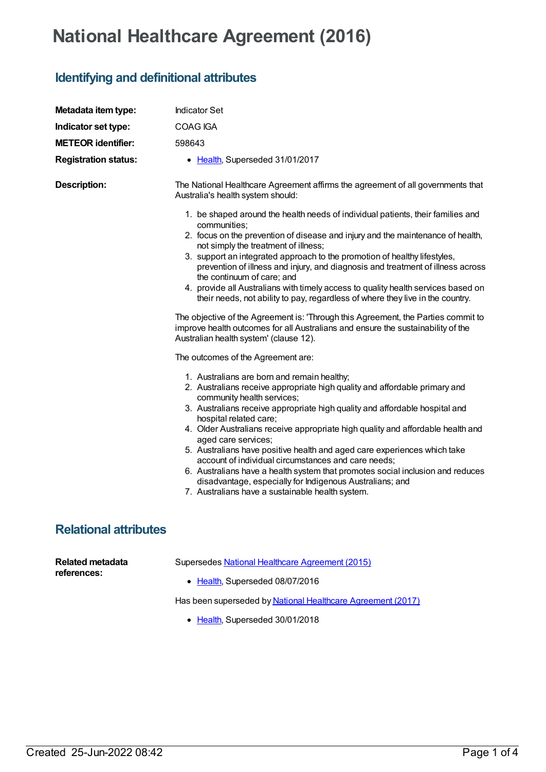# National Healthcare Agreement (2016)

## Identifying and definitional attributes

**Metadata item type:** Indicator Set

**Indicator set type:** COAG IGA

**METEOR identifier:** 598643

**Registration status:**
- Health, Superseded 31/01/2017

**Description:**

The National Healthcare Agreement affirms the agreement of all governments that Australia's health system should:

1. be shaped around the health needs of individual patients, their families and communities;
2. focus on the prevention of disease and injury and the maintenance of health, not simply the treatment of illness;
3. support an integrated approach to the promotion of healthy lifestyles, prevention of illness and injury, and diagnosis and treatment of illness across the continuum of care; and
4. provide all Australians with timely access to quality health services based on their needs, not ability to pay, regardless of where they live in the country.

The objective of the Agreement is: 'Through this Agreement, the Parties commit to improve health outcomes for all Australians and ensure the sustainability of the Australian health system' (clause 12).

The outcomes of the Agreement are:

1. Australians are born and remain healthy;
2. Australians receive appropriate high quality and affordable primary and community health services;
3. Australians receive appropriate high quality and affordable hospital and hospital related care;
4. Older Australians receive appropriate high quality and affordable health and aged care services;
5. Australians have positive health and aged care experiences which take account of individual circumstances and care needs;
6. Australians have a health system that promotes social inclusion and reduces disadvantage, especially for Indigenous Australians; and
7. Australians have a sustainable health system.

## Relational attributes

**Related metadata references:**

Supersedes National Healthcare Agreement (2015)

- Health, Superseded 08/07/2016

Has been superseded by National Healthcare Agreement (2017)

- Health, Superseded 30/01/2018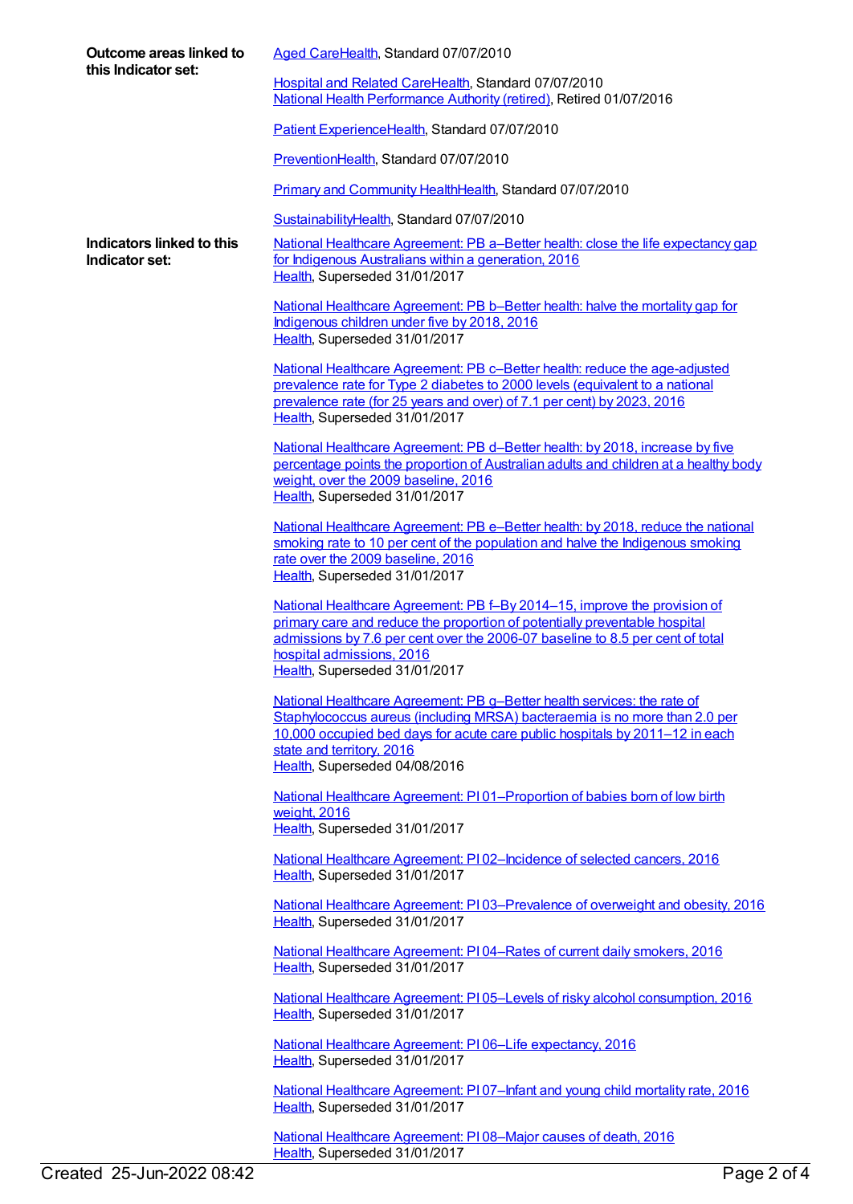**Outcome areas linked to this Indicator set:**

Aged CareHealth, Standard 07/07/2010

Hospital and Related CareHealth, Standard 07/07/2010
National Health Performance Authority (retired), Retired 01/07/2016

Patient ExperienceHealth, Standard 07/07/2010

PreventionHealth, Standard 07/07/2010

Primary and Community HealthHealth, Standard 07/07/2010

SustainabilityHealth, Standard 07/07/2010

**Indicators linked to this Indicator set:**

National Healthcare Agreement: PB a–Better health: close the life expectancy gap for Indigenous Australians within a generation, 2016
Health, Superseded 31/01/2017

National Healthcare Agreement: PB b–Better health: halve the mortality gap for Indigenous children under five by 2018, 2016
Health, Superseded 31/01/2017

National Healthcare Agreement: PB c–Better health: reduce the age-adjusted prevalence rate for Type 2 diabetes to 2000 levels (equivalent to a national prevalence rate (for 25 years and over) of 7.1 per cent) by 2023, 2016
Health, Superseded 31/01/2017

National Healthcare Agreement: PB d–Better health: by 2018, increase by five percentage points the proportion of Australian adults and children at a healthy body weight, over the 2009 baseline, 2016
Health, Superseded 31/01/2017

National Healthcare Agreement: PB e–Better health: by 2018, reduce the national smoking rate to 10 per cent of the population and halve the Indigenous smoking rate over the 2009 baseline, 2016
Health, Superseded 31/01/2017

National Healthcare Agreement: PB f–By 2014–15, improve the provision of primary care and reduce the proportion of potentially preventable hospital admissions by 7.6 per cent over the 2006-07 baseline to 8.5 per cent of total hospital admissions, 2016
Health, Superseded 31/01/2017

National Healthcare Agreement: PB g–Better health services: the rate of Staphylococcus aureus (including MRSA) bacteraemia is no more than 2.0 per 10,000 occupied bed days for acute care public hospitals by 2011–12 in each state and territory, 2016
Health, Superseded 04/08/2016

National Healthcare Agreement: PI 01–Proportion of babies born of low birth weight, 2016
Health, Superseded 31/01/2017

National Healthcare Agreement: PI 02–Incidence of selected cancers, 2016
Health, Superseded 31/01/2017

National Healthcare Agreement: PI 03–Prevalence of overweight and obesity, 2016
Health, Superseded 31/01/2017

National Healthcare Agreement: PI 04–Rates of current daily smokers, 2016
Health, Superseded 31/01/2017

National Healthcare Agreement: PI 05–Levels of risky alcohol consumption, 2016
Health, Superseded 31/01/2017

National Healthcare Agreement: PI 06–Life expectancy, 2016
Health, Superseded 31/01/2017

National Healthcare Agreement: PI 07–Infant and young child mortality rate, 2016
Health, Superseded 31/01/2017

National Healthcare Agreement: PI 08–Major causes of death, 2016
Health, Superseded 31/01/2017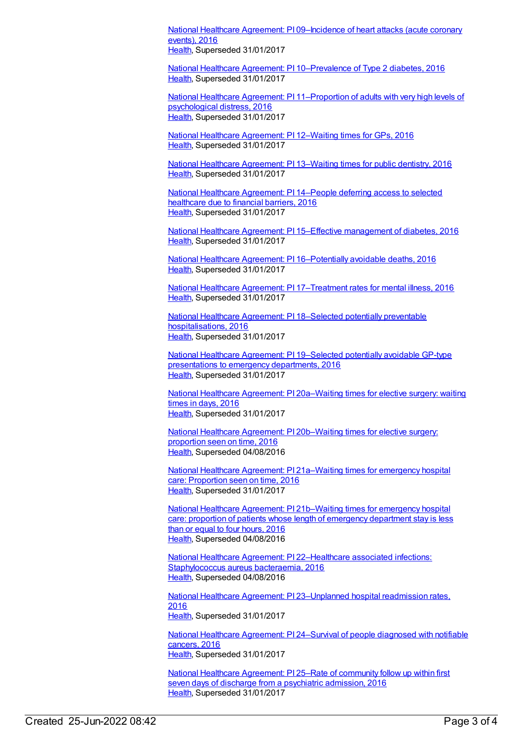[National Healthcare Agreement: PI 09–Incidence of heart attacks (acute coronary events), 2016](#)
[Health](#), Superseded 31/01/2017

[National Healthcare Agreement: PI 10–Prevalence of Type 2 diabetes, 2016](#)
[Health](#), Superseded 31/01/2017

[National Healthcare Agreement: PI 11–Proportion of adults with very high levels of psychological distress, 2016](#)
[Health](#), Superseded 31/01/2017

[National Healthcare Agreement: PI 12–Waiting times for GPs, 2016](#)
[Health](#), Superseded 31/01/2017

[National Healthcare Agreement: PI 13–Waiting times for public dentistry, 2016](#)
[Health](#), Superseded 31/01/2017

[National Healthcare Agreement: PI 14–People deferring access to selected healthcare due to financial barriers, 2016](#)
[Health](#), Superseded 31/01/2017

[National Healthcare Agreement: PI 15–Effective management of diabetes, 2016](#)
[Health](#), Superseded 31/01/2017

[National Healthcare Agreement: PI 16–Potentially avoidable deaths, 2016](#)
[Health](#), Superseded 31/01/2017

[National Healthcare Agreement: PI 17–Treatment rates for mental illness, 2016](#)
[Health](#), Superseded 31/01/2017

[National Healthcare Agreement: PI 18–Selected potentially preventable hospitalisations, 2016](#)
[Health](#), Superseded 31/01/2017

[National Healthcare Agreement: PI 19–Selected potentially avoidable GP-type presentations to emergency departments, 2016](#)
[Health](#), Superseded 31/01/2017

[National Healthcare Agreement: PI 20a–Waiting times for elective surgery: waiting times in days, 2016](#)
[Health](#), Superseded 31/01/2017

[National Healthcare Agreement: PI 20b–Waiting times for elective surgery: proportion seen on time, 2016](#)
[Health](#), Superseded 04/08/2016

[National Healthcare Agreement: PI 21a–Waiting times for emergency hospital care: Proportion seen on time, 2016](#)
[Health](#), Superseded 31/01/2017

[National Healthcare Agreement: PI 21b–Waiting times for emergency hospital care: proportion of patients whose length of emergency department stay is less than or equal to four hours, 2016](#)
[Health](#), Superseded 04/08/2016

[National Healthcare Agreement: PI 22–Healthcare associated infections: Staphylococcus aureus bacteraemia, 2016](#)
[Health](#), Superseded 04/08/2016

[National Healthcare Agreement: PI 23–Unplanned hospital readmission rates, 2016](#)
[Health](#), Superseded 31/01/2017

[National Healthcare Agreement: PI 24–Survival of people diagnosed with notifiable cancers, 2016](#)
[Health](#), Superseded 31/01/2017

[National Healthcare Agreement: PI 25–Rate of community follow up within first seven days of discharge from a psychiatric admission, 2016](#)
[Health](#), Superseded 31/01/2017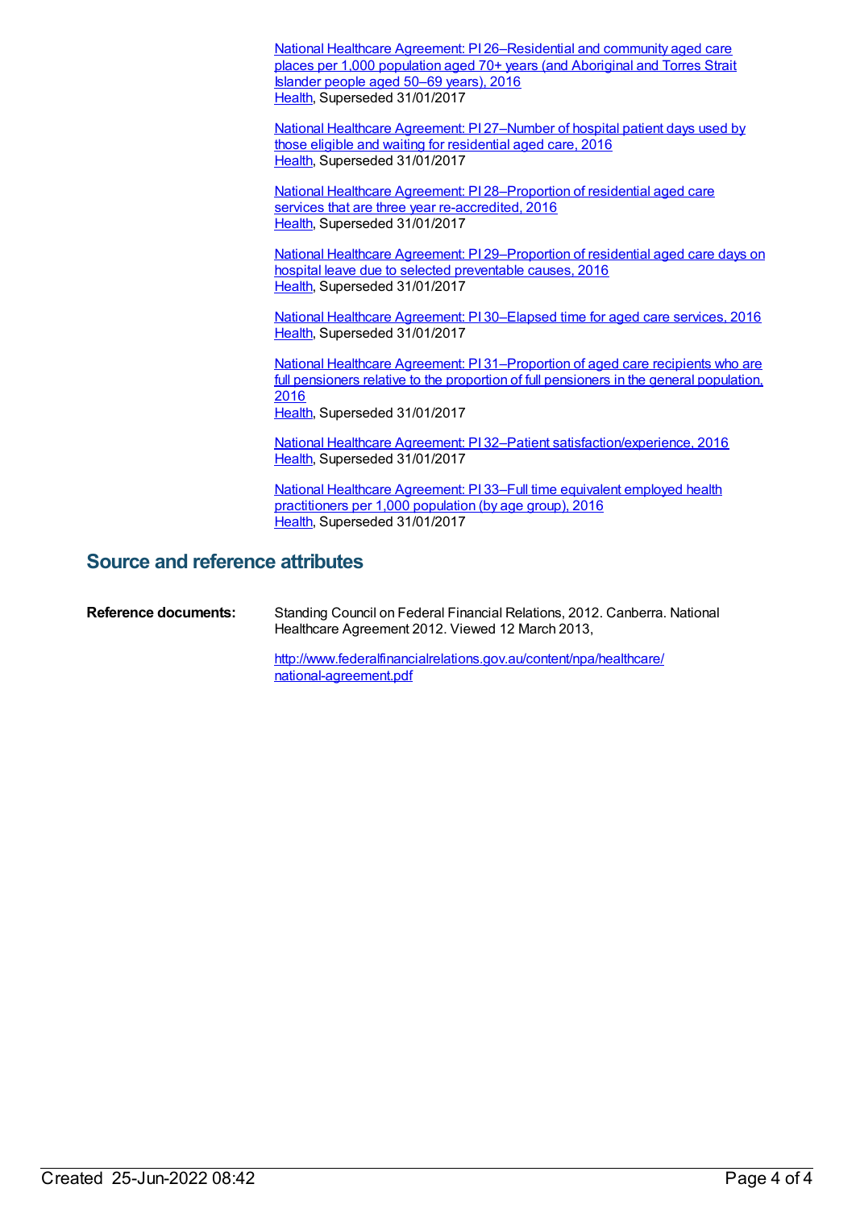[National Healthcare Agreement: PI 26–Residential and community aged care places per 1,000 population aged 70+ years (and Aboriginal and Torres Strait Islander people aged 50–69 years), 2016](#)
[Health](#), Superseded 31/01/2017

[National Healthcare Agreement: PI 27–Number of hospital patient days used by those eligible and waiting for residential aged care, 2016](#)
[Health](#), Superseded 31/01/2017

[National Healthcare Agreement: PI 28–Proportion of residential aged care services that are three year re-accredited, 2016](#)
[Health](#), Superseded 31/01/2017

[National Healthcare Agreement: PI 29–Proportion of residential aged care days on hospital leave due to selected preventable causes, 2016](#)
[Health](#), Superseded 31/01/2017

[National Healthcare Agreement: PI 30–Elapsed time for aged care services, 2016](#)
[Health](#), Superseded 31/01/2017

[National Healthcare Agreement: PI 31–Proportion of aged care recipients who are full pensioners relative to the proportion of full pensioners in the general population, 2016](#)
[Health](#), Superseded 31/01/2017

[National Healthcare Agreement: PI 32–Patient satisfaction/experience, 2016](#)
[Health](#), Superseded 31/01/2017

[National Healthcare Agreement: PI 33–Full time equivalent employed health practitioners per 1,000 population (by age group), 2016](#)
[Health](#), Superseded 31/01/2017

## Source and reference attributes

**Reference documents:** Standing Council on Federal Financial Relations, 2012. Canberra. National Healthcare Agreement 2012. Viewed 12 March 2013,

http://www.federalfinancialrelations.gov.au/content/npa/healthcare/national-agreement.pdf